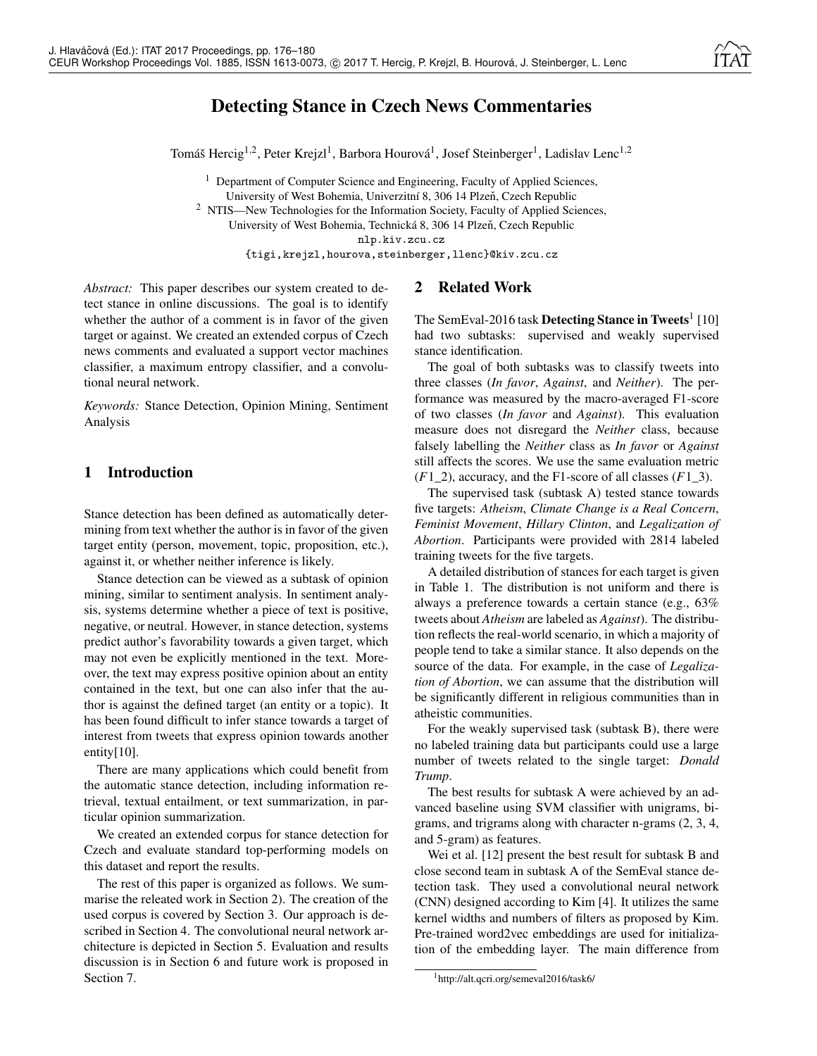# Detecting Stance in Czech News Commentaries

Tomáš Hercig[1,2], Peter Krejzl[1], Barbora Hourová[1], Josef Steinberger[1], Ladislav Lenc[1,2]

[1] Department of Computer Science and Engineering, Faculty of Applied Sciences, University of West Bohemia, Univerzitní 8, 306 14 Plzeň, Czech Republic
[2] NTIS—New Technologies for the Information Society, Faculty of Applied Sciences, University of West Bohemia, Technická 8, 306 14 Plzeň, Czech Republic
nlp.kiv.zcu.cz
{tigi,krejzl,hourova,steinberger,llenc}@kiv.zcu.cz

*Abstract:* This paper describes our system created to detect stance in online discussions. The goal is to identify whether the author of a comment is in favor of the given target or against. We created an extended corpus of Czech news comments and evaluated a support vector machines classifier, a maximum entropy classifier, and a convolutional neural network.

*Keywords:* Stance Detection, Opinion Mining, Sentiment Analysis

## 1 Introduction

Stance detection has been defined as automatically determining from text whether the author is in favor of the given target entity (person, movement, topic, proposition, etc.), against it, or whether neither inference is likely.

Stance detection can be viewed as a subtask of opinion mining, similar to sentiment analysis. In sentiment analysis, systems determine whether a piece of text is positive, negative, or neutral. However, in stance detection, systems predict author's favorability towards a given target, which may not even be explicitly mentioned in the text. Moreover, the text may express positive opinion about an entity contained in the text, but one can also infer that the author is against the defined target (an entity or a topic). It has been found difficult to infer stance towards a target of interest from tweets that express opinion towards another entity[10].

There are many applications which could benefit from the automatic stance detection, including information retrieval, textual entailment, or text summarization, in particular opinion summarization.

We created an extended corpus for stance detection for Czech and evaluate standard top-performing models on this dataset and report the results.

The rest of this paper is organized as follows. We summarise the releated work in Section 2). The creation of the used corpus is covered by Section 3. Our approach is described in Section 4. The convolutional neural network architecture is depicted in Section 5. Evaluation and results discussion is in Section 6 and future work is proposed in Section 7.

## 2 Related Work

The SemEval-2016 task **Detecting Stance in Tweets**[1] [10] had two subtasks: supervised and weakly supervised stance identification.

The goal of both subtasks was to classify tweets into three classes (*In favor*, *Against*, and *Neither*). The performance was measured by the macro-averaged F1-score of two classes (*In favor* and *Against*). This evaluation measure does not disregard the *Neither* class, because falsely labelling the *Neither* class as *In favor* or *Against* still affects the scores. We use the same evaluation metric ($F1\_2$), accuracy, and the F1-score of all classes ($F1\_3$).

The supervised task (subtask A) tested stance towards five targets: *Atheism*, *Climate Change is a Real Concern*, *Feminist Movement*, *Hillary Clinton*, and *Legalization of Abortion*. Participants were provided with 2814 labeled training tweets for the five targets.

A detailed distribution of stances for each target is given in Table 1. The distribution is not uniform and there is always a preference towards a certain stance (e.g., 63% tweets about *Atheism* are labeled as *Against*). The distribution reflects the real-world scenario, in which a majority of people tend to take a similar stance. It also depends on the source of the data. For example, in the case of *Legalization of Abortion*, we can assume that the distribution will be significantly different in religious communities than in atheistic communities.

For the weakly supervised task (subtask B), there were no labeled training data but participants could use a large number of tweets related to the single target: *Donald Trump*.

The best results for subtask A were achieved by an advanced baseline using SVM classifier with unigrams, bigrams, and trigrams along with character n-grams (2, 3, 4, and 5-gram) as features.

Wei et al. [12] present the best result for subtask B and close second team in subtask A of the SemEval stance detection task. They used a convolutional neural network (CNN) designed according to Kim [4]. It utilizes the same kernel widths and numbers of filters as proposed by Kim. Pre-trained word2vec embeddings are used for initialization of the embedding layer. The main difference from

[1] http://alt.qcri.org/semeval2016/task6/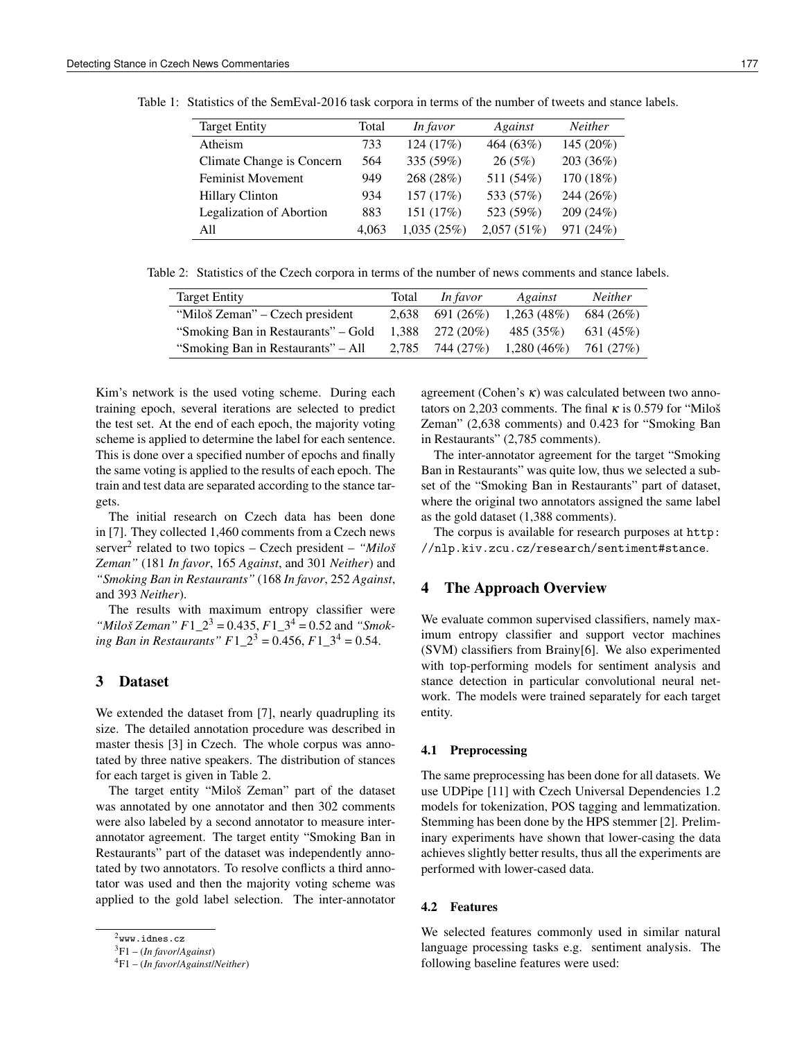Table 1: Statistics of the SemEval-2016 task corpora in terms of the number of tweets and stance labels.

| Target Entity | Total | *In favor* | *Against* | *Neither* |
|---|---|---|---|---|
| Atheism | 733 | 124 (17%) | 464 (63%) | 145 (20%) |
| Climate Change is Concern | 564 | 335 (59%) | 26 (5%) | 203 (36%) |
| Feminist Movement | 949 | 268 (28%) | 511 (54%) | 170 (18%) |
| Hillary Clinton | 934 | 157 (17%) | 533 (57%) | 244 (26%) |
| Legalization of Abortion | 883 | 151 (17%) | 523 (59%) | 209 (24%) |
| All | 4,063 | 1,035 (25%) | 2,057 (51%) | 971 (24%) |

Table 2: Statistics of the Czech corpora in terms of the number of news comments and stance labels.

| Target Entity | Total | *In favor* | *Against* | *Neither* |
|---|---|---|---|---|
| "Miloš Zeman" – Czech president | 2,638 | 691 (26%) | 1,263 (48%) | 684 (26%) |
| "Smoking Ban in Restaurants" – Gold | 1,388 | 272 (20%) | 485 (35%) | 631 (45%) |
| "Smoking Ban in Restaurants" – All | 2,785 | 744 (27%) | 1,280 (46%) | 761 (27%) |

Kim's network is the used voting scheme. During each training epoch, several iterations are selected to predict the test set. At the end of each epoch, the majority voting scheme is applied to determine the label for each sentence. This is done over a specified number of epochs and finally the same voting is applied to the results of each epoch. The train and test data are separated according to the stance targets.

The initial research on Czech data has been done in [7]. They collected 1,460 comments from a Czech news server[2] related to two topics – Czech president – *"Miloš Zeman"* (181 *In favor*, 165 *Against*, and 301 *Neither*) and *"Smoking Ban in Restaurants"* (168 *In favor*, 252 *Against*, and 393 *Neither*).

The results with maximum entropy classifier were *"Miloš Zeman"* $F1\_2^3 = 0.435$, $F1\_3^4 = 0.52$ and *"Smoking Ban in Restaurants"* $F1\_2^3 = 0.456$, $F1\_3^4 = 0.54$.

## 3 Dataset

We extended the dataset from [7], nearly quadrupling its size. The detailed annotation procedure was described in master thesis [3] in Czech. The whole corpus was annotated by three native speakers. The distribution of stances for each target is given in Table 2.

The target entity "Miloš Zeman" part of the dataset was annotated by one annotator and then 302 comments were also labeled by a second annotator to measure inter-annotator agreement. The target entity "Smoking Ban in Restaurants" part of the dataset was independently annotated by two annotators. To resolve conflicts a third annotator was used and then the majority voting scheme was applied to the gold label selection. The inter-annotator agreement (Cohen's $\kappa$) was calculated between two annotators on 2,203 comments. The final $\kappa$ is 0.579 for "Miloš Zeman" (2,638 comments) and 0.423 for "Smoking Ban in Restaurants" (2,785 comments).

The inter-annotator agreement for the target "Smoking Ban in Restaurants" was quite low, thus we selected a subset of the "Smoking Ban in Restaurants" part of dataset, where the original two annotators assigned the same label as the gold dataset (1,388 comments).

The corpus is available for research purposes at `http://nlp.kiv.zcu.cz/research/sentiment#stance`.

## 4 The Approach Overview

We evaluate common supervised classifiers, namely maximum entropy classifier and support vector machines (SVM) classifiers from Brainy[6]. We also experimented with top-performing models for sentiment analysis and stance detection in particular convolutional neural network. The models were trained separately for each target entity.

### 4.1 Preprocessing

The same preprocessing has been done for all datasets. We use UDPipe [11] with Czech Universal Dependencies 1.2 models for tokenization, POS tagging and lemmatization. Stemming has been done by the HPS stemmer [2]. Preliminary experiments have shown that lower-casing the data achieves slightly better results, thus all the experiments are performed with lower-cased data.

### 4.2 Features

We selected features commonly used in similar natural language processing tasks e.g. sentiment analysis. The following baseline features were used:

---

[2] `www.idnes.cz`

[3] F1 – (*In favor*/*Against*)

[4] F1 – (*In favor*/*Against*/*Neither*)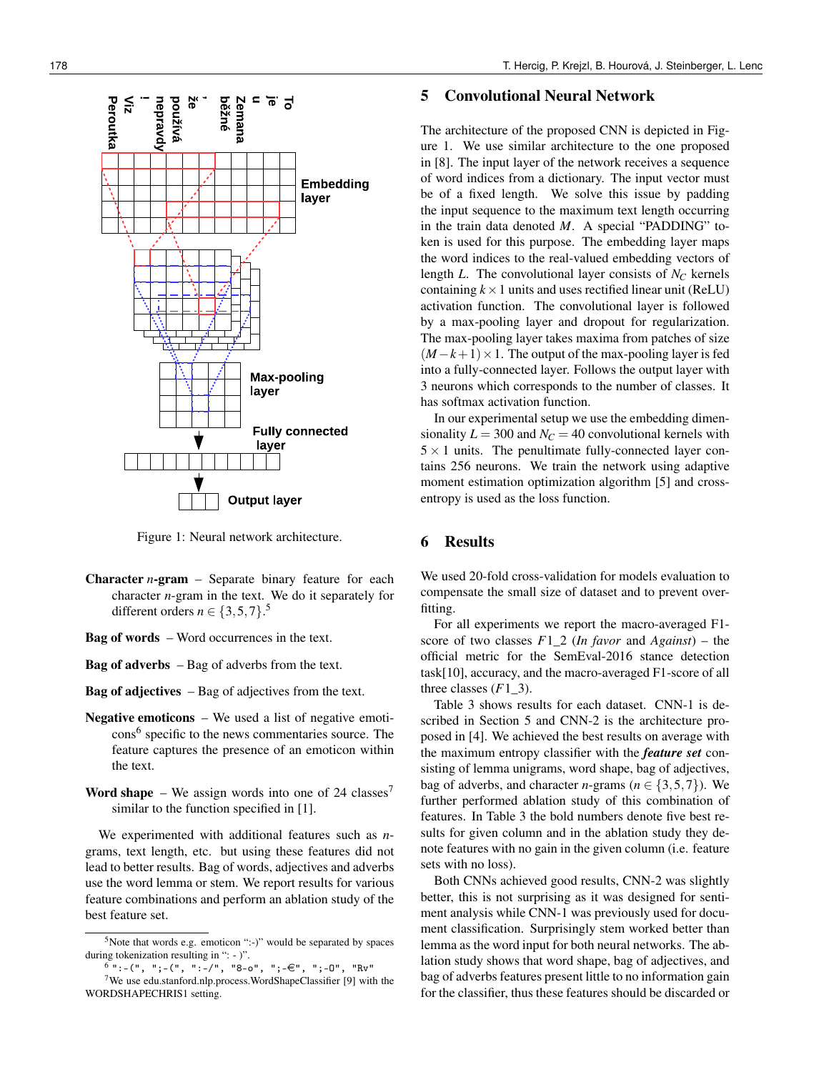Figure 1: Neural network architecture.

**Character $n$-gram** – Separate binary feature for each character $n$-gram in the text. We do it separately for different orders $n \in \{3, 5, 7\}$.[5]

**Bag of words** – Word occurrences in the text.

**Bag of adverbs** – Bag of adverbs from the text.

**Bag of adjectives** – Bag of adjectives from the text.

**Negative emoticons** – We used a list of negative emoticons[6] specific to the news commentaries source. The feature captures the presence of an emoticon within the text.

**Word shape** – We assign words into one of 24 classes[7] similar to the function specified in [1].

We experimented with additional features such as $n$-grams, text length, etc. but using these features did not lead to better results. Bag of words, adjectives and adverbs use the word lemma or stem. We report results for various feature combinations and perform an ablation study of the best feature set.

[5] Note that words e.g. emoticon ":-)" would be separated by spaces during tokenization resulting in ": - )".

[6] ":-(", ";-(", ":-/", "8-o", ";-€", ";-O", "Rv"

[7] We use edu.stanford.nlp.process.WordShapeClassifier [9] with the WORDSHAPECHRIS1 setting.

## 5 Convolutional Neural Network

The architecture of the proposed CNN is depicted in Figure 1. We use similar architecture to the one proposed in [8]. The input layer of the network receives a sequence of word indices from a dictionary. The input vector must be of a fixed length. We solve this issue by padding the input sequence to the maximum text length occurring in the train data denoted $M$. A special "PADDING" token is used for this purpose. The embedding layer maps the word indices to the real-valued embedding vectors of length $L$. The convolutional layer consists of $N_C$ kernels containing $k \times 1$ units and uses rectified linear unit (ReLU) activation function. The convolutional layer is followed by a max-pooling layer and dropout for regularization. The max-pooling layer takes maxima from patches of size $(M - k + 1) \times 1$. The output of the max-pooling layer is fed into a fully-connected layer. Follows the output layer with 3 neurons which corresponds to the number of classes. It has softmax activation function.

In our experimental setup we use the embedding dimensionality $L = 300$ and $N_C = 40$ convolutional kernels with $5 \times 1$ units. The penultimate fully-connected layer contains 256 neurons. We train the network using adaptive moment estimation optimization algorithm [5] and cross-entropy is used as the loss function.

## 6 Results

We used 20-fold cross-validation for models evaluation to compensate the small size of dataset and to prevent overfitting.

For all experiments we report the macro-averaged F1-score of two classes $F1\_2$ (*In favor* and *Against*) – the official metric for the SemEval-2016 stance detection task[10], accuracy, and the macro-averaged F1-score of all three classes ($F1\_3$).

Table 3 shows results for each dataset. CNN-1 is described in Section 5 and CNN-2 is the architecture proposed in [4]. We achieved the best results on average with the maximum entropy classifier with the ***feature set*** consisting of lemma unigrams, word shape, bag of adjectives, bag of adverbs, and character $n$-grams ($n \in \{3, 5, 7\}$). We further performed ablation study of this combination of features. In Table 3 the bold numbers denote five best results for given column and in the ablation study they denote features with no gain in the given column (i.e. feature sets with no loss).

Both CNNs achieved good results, CNN-2 was slightly better, this is not surprising as it was designed for sentiment analysis while CNN-1 was previously used for document classification. Surprisingly stem worked better than lemma as the word input for both neural networks. The ablation study shows that word shape, bag of adjectives, and bag of adverbs features present little to no information gain for the classifier, thus these features should be discarded or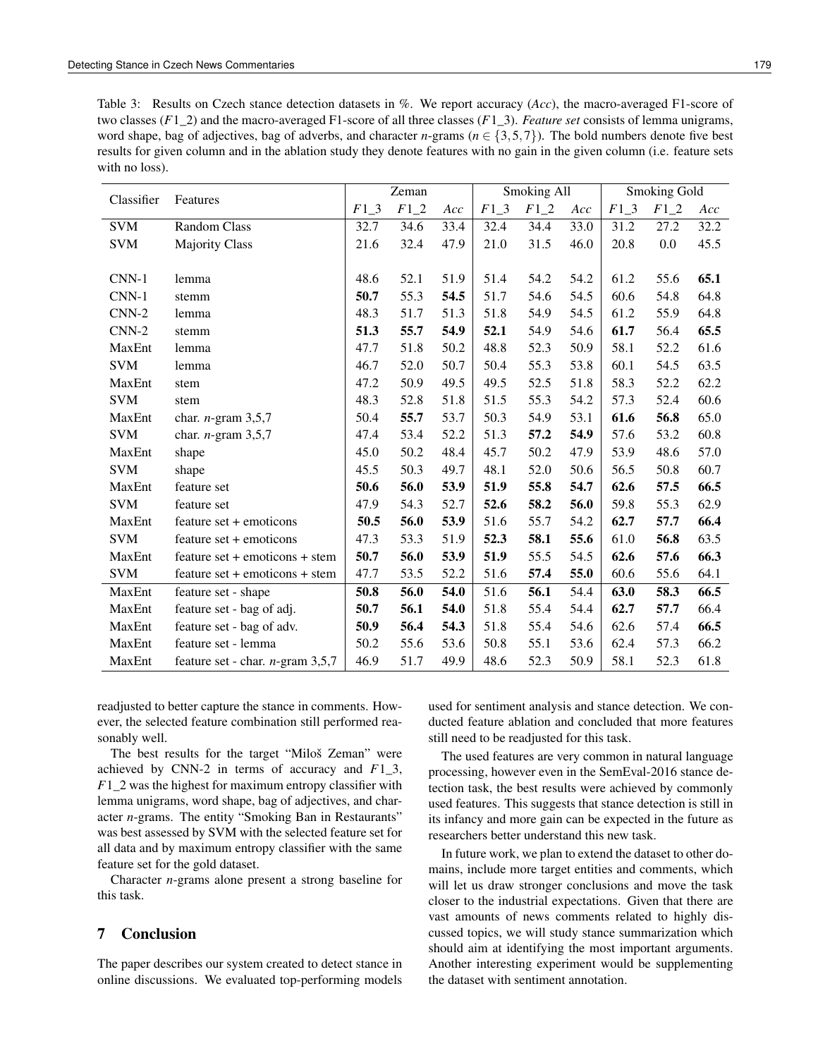Table 3: Results on Czech stance detection datasets in %. We report accuracy (*Acc*), the macro-averaged F1-score of two classes ($F1\_2$) and the macro-averaged F1-score of all three classes ($F1\_3$). *Feature set* consists of lemma unigrams, word shape, bag of adjectives, bag of adverbs, and character *n*-grams ($n \in \{3,5,7\}$). The bold numbers denote five best results for given column and in the ablation study they denote features with no gain in the given column (i.e. feature sets with no loss).

| Classifier | Features | Zeman | | | Smoking All | | | Smoking Gold | | |
|---|---|---|---|---|---|---|---|---|---|---|
| | | $F1\_3$ | $F1\_2$ | *Acc* | $F1\_3$ | $F1\_2$ | *Acc* | $F1\_3$ | $F1\_2$ | *Acc* |
| SVM | Random Class | 32.7 | 34.6 | 33.4 | 32.4 | 34.4 | 33.0 | 31.2 | 27.2 | 32.2 |
| SVM | Majority Class | 21.6 | 32.4 | 47.9 | 21.0 | 31.5 | 46.0 | 20.8 | 0.0 | 45.5 |
| CNN-1 | lemma | 48.6 | 52.1 | 51.9 | 51.4 | 54.2 | 54.2 | 61.2 | 55.6 | **65.1** |
| CNN-1 | stemm | **50.7** | 55.3 | **54.5** | 51.7 | 54.6 | 54.5 | 60.6 | 54.8 | 64.8 |
| CNN-2 | lemma | 48.3 | 51.7 | 51.3 | 51.8 | 54.9 | 54.5 | 61.2 | 55.9 | 64.8 |
| CNN-2 | stemm | **51.3** | **55.7** | **54.9** | **52.1** | 54.9 | 54.6 | **61.7** | 56.4 | **65.5** |
| MaxEnt | lemma | 47.7 | 51.8 | 50.2 | 48.8 | 52.3 | 50.9 | 58.1 | 52.2 | 61.6 |
| SVM | lemma | 46.7 | 52.0 | 50.7 | 50.4 | 55.3 | 53.8 | 60.1 | 54.5 | 63.5 |
| MaxEnt | stem | 47.2 | 50.9 | 49.5 | 49.5 | 52.5 | 51.8 | 58.3 | 52.2 | 62.2 |
| SVM | stem | 48.3 | 52.8 | 51.8 | 51.5 | 55.3 | 54.2 | 57.3 | 52.4 | 60.6 |
| MaxEnt | char. *n*-gram 3,5,7 | 50.4 | **55.7** | 53.7 | 50.3 | 54.9 | 53.1 | **61.6** | **56.8** | 65.0 |
| SVM | char. *n*-gram 3,5,7 | 47.4 | 53.4 | 52.2 | 51.3 | **57.2** | **54.9** | 57.6 | 53.2 | 60.8 |
| MaxEnt | shape | 45.0 | 50.2 | 48.4 | 45.7 | 50.2 | 47.9 | 53.9 | 48.6 | 57.0 |
| SVM | shape | 45.5 | 50.3 | 49.7 | 48.1 | 52.0 | 50.6 | 56.5 | 50.8 | 60.7 |
| MaxEnt | feature set | **50.6** | **56.0** | **53.9** | **51.9** | **55.8** | **54.7** | **62.6** | **57.5** | **66.5** |
| SVM | feature set | 47.9 | 54.3 | 52.7 | **52.6** | **58.2** | **56.0** | 59.8 | 55.3 | 62.9 |
| MaxEnt | feature set + emoticons | **50.5** | **56.0** | **53.9** | 51.6 | 55.7 | 54.2 | **62.7** | **57.7** | **66.4** |
| SVM | feature set + emoticons | 47.3 | 53.3 | 51.9 | **52.3** | **58.1** | **55.6** | 61.0 | **56.8** | 63.5 |
| MaxEnt | feature set + emoticons + stem | **50.7** | **56.0** | **53.9** | **51.9** | 55.5 | 54.5 | **62.6** | **57.6** | **66.3** |
| SVM | feature set + emoticons + stem | 47.7 | 53.5 | 52.2 | 51.6 | **57.4** | **55.0** | 60.6 | 55.6 | 64.1 |
| MaxEnt | feature set - shape | **50.8** | **56.0** | **54.0** | 51.6 | **56.1** | 54.4 | **63.0** | **58.3** | **66.5** |
| MaxEnt | feature set - bag of adj. | **50.7** | **56.1** | **54.0** | 51.8 | 55.4 | 54.4 | **62.7** | **57.7** | 66.4 |
| MaxEnt | feature set - bag of adv. | **50.9** | **56.4** | **54.3** | 51.8 | 55.4 | 54.6 | 62.6 | 57.4 | **66.5** |
| MaxEnt | feature set - lemma | 50.2 | 55.6 | 53.6 | 50.8 | 55.1 | 53.6 | 62.4 | 57.3 | 66.2 |
| MaxEnt | feature set - char. *n*-gram 3,5,7 | 46.9 | 51.7 | 49.9 | 48.6 | 52.3 | 50.9 | 58.1 | 52.3 | 61.8 |

readjusted to better capture the stance in comments. However, the selected feature combination still performed reasonably well.

The best results for the target "Miloš Zeman" were achieved by CNN-2 in terms of accuracy and $F1\_3$, $F1\_2$ was the highest for maximum entropy classifier with lemma unigrams, word shape, bag of adjectives, and character *n*-grams. The entity "Smoking Ban in Restaurants" was best assessed by SVM with the selected feature set for all data and by maximum entropy classifier with the same feature set for the gold dataset.

Character *n*-grams alone present a strong baseline for this task.

## 7 Conclusion

The paper describes our system created to detect stance in online discussions. We evaluated top-performing models used for sentiment analysis and stance detection. We conducted feature ablation and concluded that more features still need to be readjusted for this task.

The used features are very common in natural language processing, however even in the SemEval-2016 stance detection task, the best results were achieved by commonly used features. This suggests that stance detection is still in its infancy and more gain can be expected in the future as researchers better understand this new task.

In future work, we plan to extend the dataset to other domains, include more target entities and comments, which will let us draw stronger conclusions and move the task closer to the industrial expectations. Given that there are vast amounts of news comments related to highly discussed topics, we will study stance summarization which should aim at identifying the most important arguments. Another interesting experiment would be supplementing the dataset with sentiment annotation.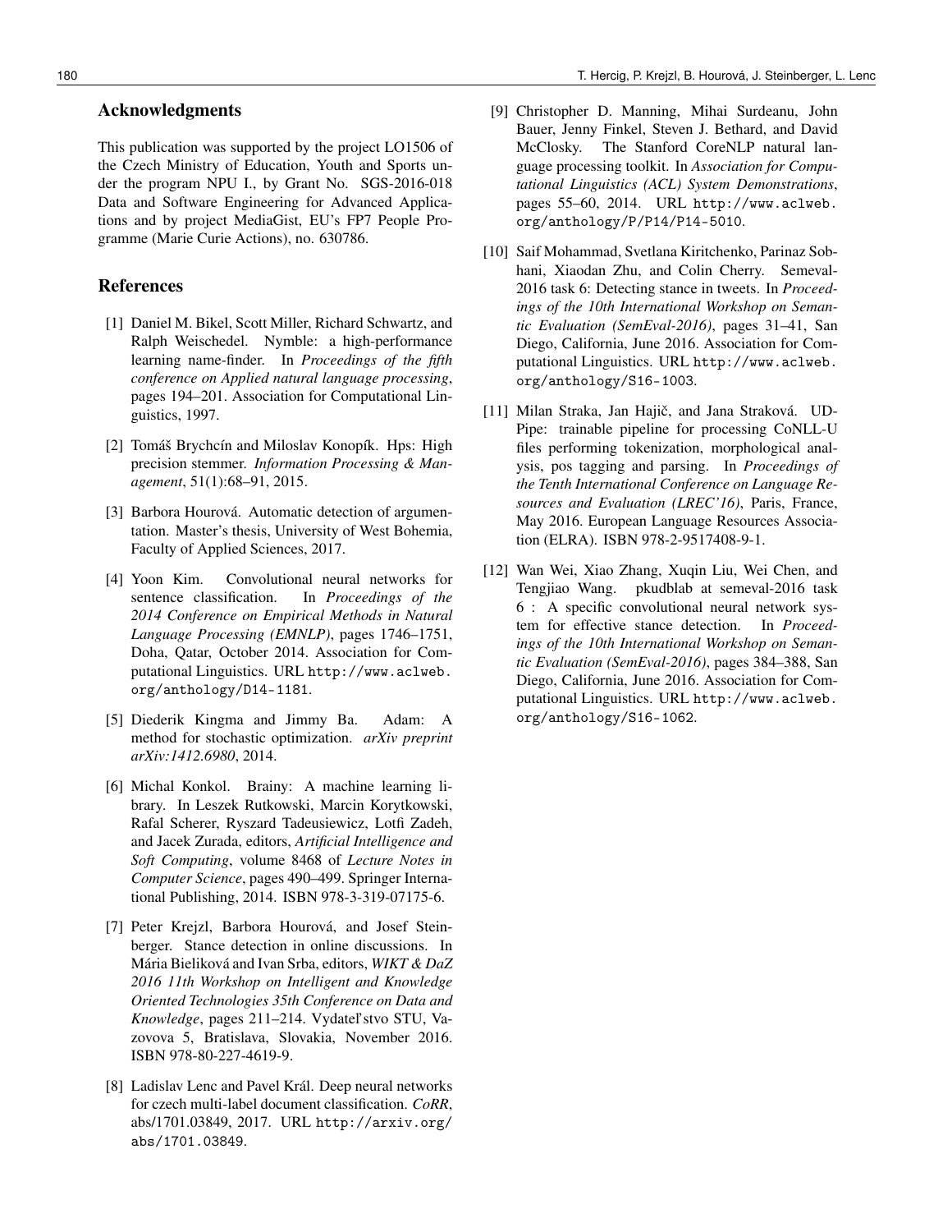## Acknowledgments

This publication was supported by the project LO1506 of the Czech Ministry of Education, Youth and Sports under the program NPU I., by Grant No. SGS-2016-018 Data and Software Engineering for Advanced Applications and by project MediaGist, EU's FP7 People Programme (Marie Curie Actions), no. 630786.

## References

[1] Daniel M. Bikel, Scott Miller, Richard Schwartz, and Ralph Weischedel. Nymble: a high-performance learning name-finder. In *Proceedings of the fifth conference on Applied natural language processing*, pages 194–201. Association for Computational Linguistics, 1997.

[2] Tomáš Brychcín and Miloslav Konopík. Hps: High precision stemmer. *Information Processing & Management*, 51(1):68–91, 2015.

[3] Barbora Hourová. Automatic detection of argumentation. Master's thesis, University of West Bohemia, Faculty of Applied Sciences, 2017.

[4] Yoon Kim. Convolutional neural networks for sentence classification. In *Proceedings of the 2014 Conference on Empirical Methods in Natural Language Processing (EMNLP)*, pages 1746–1751, Doha, Qatar, October 2014. Association for Computational Linguistics. URL http://www.aclweb.org/anthology/D14-1181.

[5] Diederik Kingma and Jimmy Ba. Adam: A method for stochastic optimization. *arXiv preprint arXiv:1412.6980*, 2014.

[6] Michal Konkol. Brainy: A machine learning library. In Leszek Rutkowski, Marcin Korytkowski, Rafal Scherer, Ryszard Tadeusiewicz, Lotfi Zadeh, and Jacek Zurada, editors, *Artificial Intelligence and Soft Computing*, volume 8468 of *Lecture Notes in Computer Science*, pages 490–499. Springer International Publishing, 2014. ISBN 978-3-319-07175-6.

[7] Peter Krejzl, Barbora Hourová, and Josef Steinberger. Stance detection in online discussions. In Mária Bieliková and Ivan Srba, editors, *WIKT & DaZ 2016 11th Workshop on Intelligent and Knowledge Oriented Technologies 35th Conference on Data and Knowledge*, pages 211–214. Vydateľstvo STU, Vazovova 5, Bratislava, Slovakia, November 2016. ISBN 978-80-227-4619-9.

[8] Ladislav Lenc and Pavel Král. Deep neural networks for czech multi-label document classification. *CoRR*, abs/1701.03849, 2017. URL http://arxiv.org/abs/1701.03849.

[9] Christopher D. Manning, Mihai Surdeanu, John Bauer, Jenny Finkel, Steven J. Bethard, and David McClosky. The Stanford CoreNLP natural language processing toolkit. In *Association for Computational Linguistics (ACL) System Demonstrations*, pages 55–60, 2014. URL http://www.aclweb.org/anthology/P/P14/P14-5010.

[10] Saif Mohammad, Svetlana Kiritchenko, Parinaz Sobhani, Xiaodan Zhu, and Colin Cherry. Semeval-2016 task 6: Detecting stance in tweets. In *Proceedings of the 10th International Workshop on Semantic Evaluation (SemEval-2016)*, pages 31–41, San Diego, California, June 2016. Association for Computational Linguistics. URL http://www.aclweb.org/anthology/S16-1003.

[11] Milan Straka, Jan Hajič, and Jana Straková. UDPipe: trainable pipeline for processing CoNLL-U files performing tokenization, morphological analysis, pos tagging and parsing. In *Proceedings of the Tenth International Conference on Language Resources and Evaluation (LREC'16)*, Paris, France, May 2016. European Language Resources Association (ELRA). ISBN 978-2-9517408-9-1.

[12] Wan Wei, Xiao Zhang, Xuqin Liu, Wei Chen, and Tengjiao Wang. pkudblab at semeval-2016 task 6 : A specific convolutional neural network system for effective stance detection. In *Proceedings of the 10th International Workshop on Semantic Evaluation (SemEval-2016)*, pages 384–388, San Diego, California, June 2016. Association for Computational Linguistics. URL http://www.aclweb.org/anthology/S16-1062.